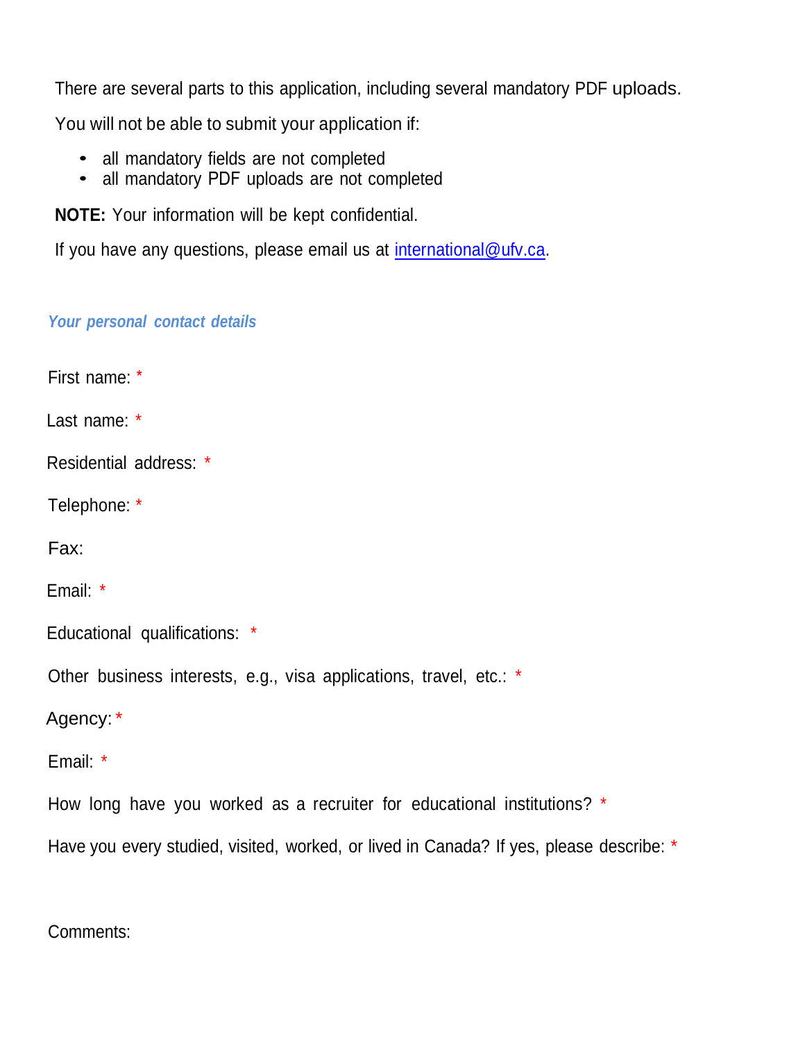There are several parts to this application, including several mandatory PDF uploads.

You will not be able to submit your application if:

- all mandatory fields are not completed
- all mandatory PDF uploads are not completed

**NOTE:** Your information will be kept confidential.

If you have any questions, please email us at [international@ufv.ca](mailto:international@ufv.ca).

***Your personal contact details***

First name: *

Last name: *

Residential address: *

Telephone: *

Fax:

Email: *

Educational qualifications: *

Other business interests, e.g., visa applications, travel, etc.: *

Agency: *

Email: *

How long have you worked as a recruiter for educational institutions? *

Have you every studied, visited, worked, or lived in Canada? If yes, please describe: *

Comments: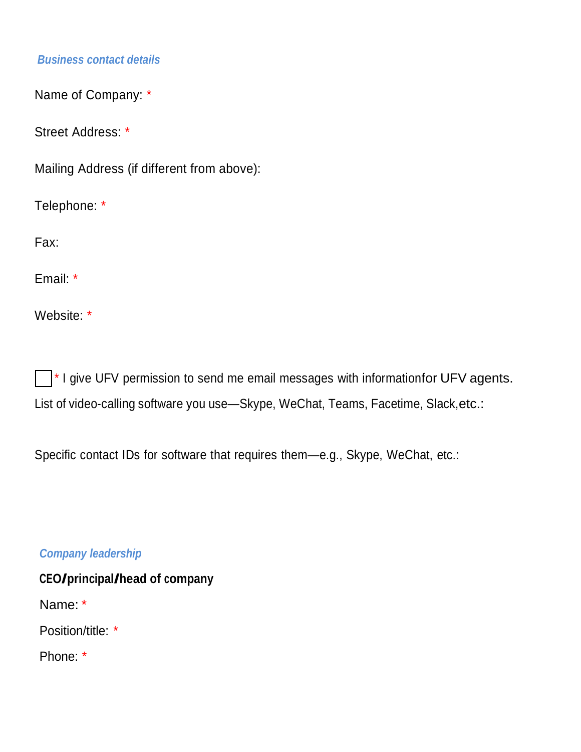***Business contact details***

Name of Company: *

Street Address: *

Mailing Address (if different from above):

Telephone: *

Fax:

Email: *

Website: *

☐ * I give UFV permission to send me email messages with informationfor UFV agents.

List of video-calling software you use—Skype, WeChat, Teams, Facetime, Slack,etc.:

Specific contact IDs for software that requires them—e.g., Skype, WeChat, etc.:

***Company leadership***

**CEO/principal/head of company**

Name: *

Position/title: *

Phone: *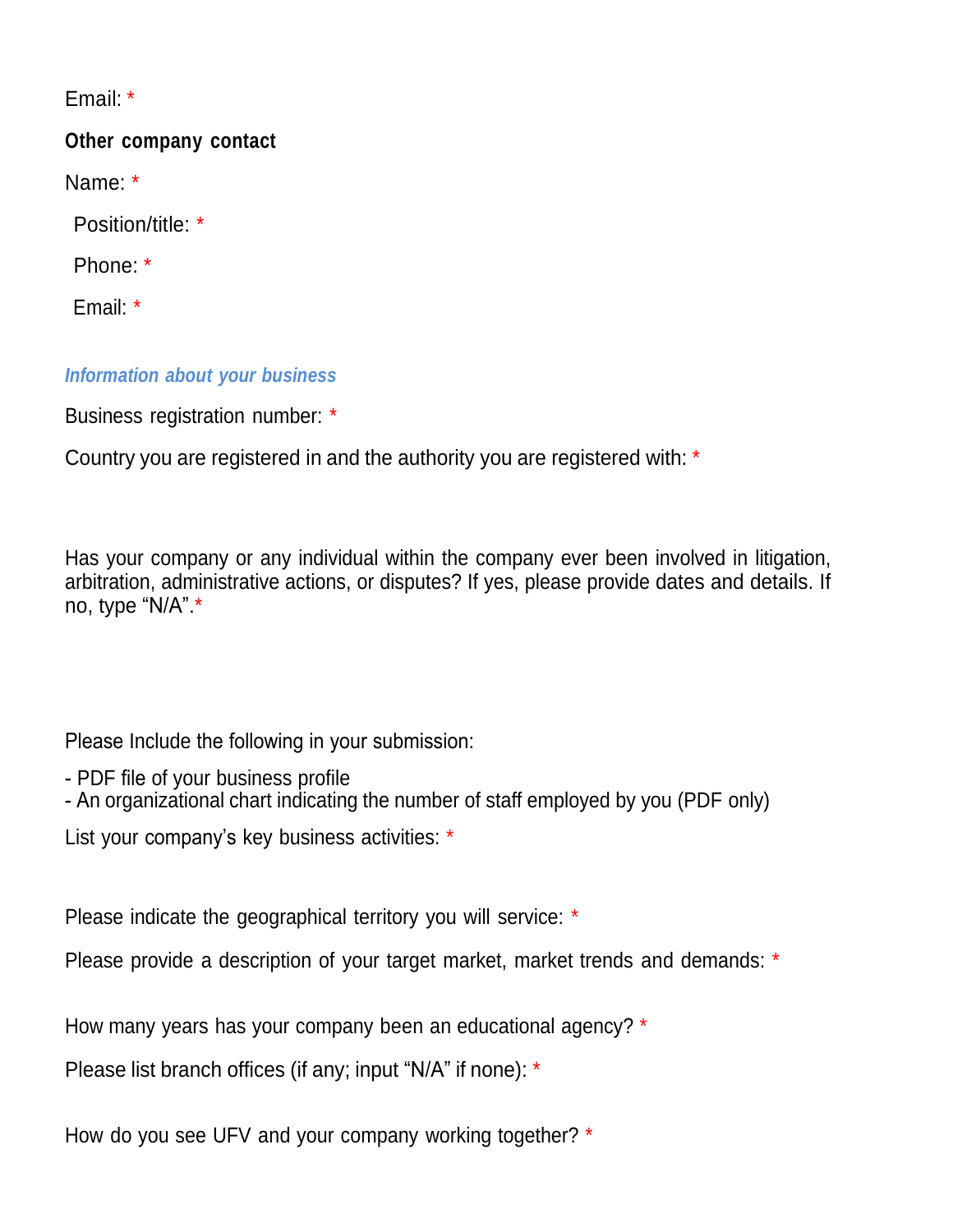Email: *

**Other company contact**

Name: *

Position/title: *

Phone: *

Email: *

### *Information about your business*

Business registration number: *

Country you are registered in and the authority you are registered with: *

Has your company or any individual within the company ever been involved in litigation, arbitration, administrative actions, or disputes? If yes, please provide dates and details. If no, type "N/A".*

Please Include the following in your submission:

- PDF file of your business profile
- An organizational chart indicating the number of staff employed by you (PDF only)

List your company's key business activities: *

Please indicate the geographical territory you will service: *

Please provide a description of your target market, market trends and demands: *

How many years has your company been an educational agency? *

Please list branch offices (if any; input "N/A" if none): *

How do you see UFV and your company working together? *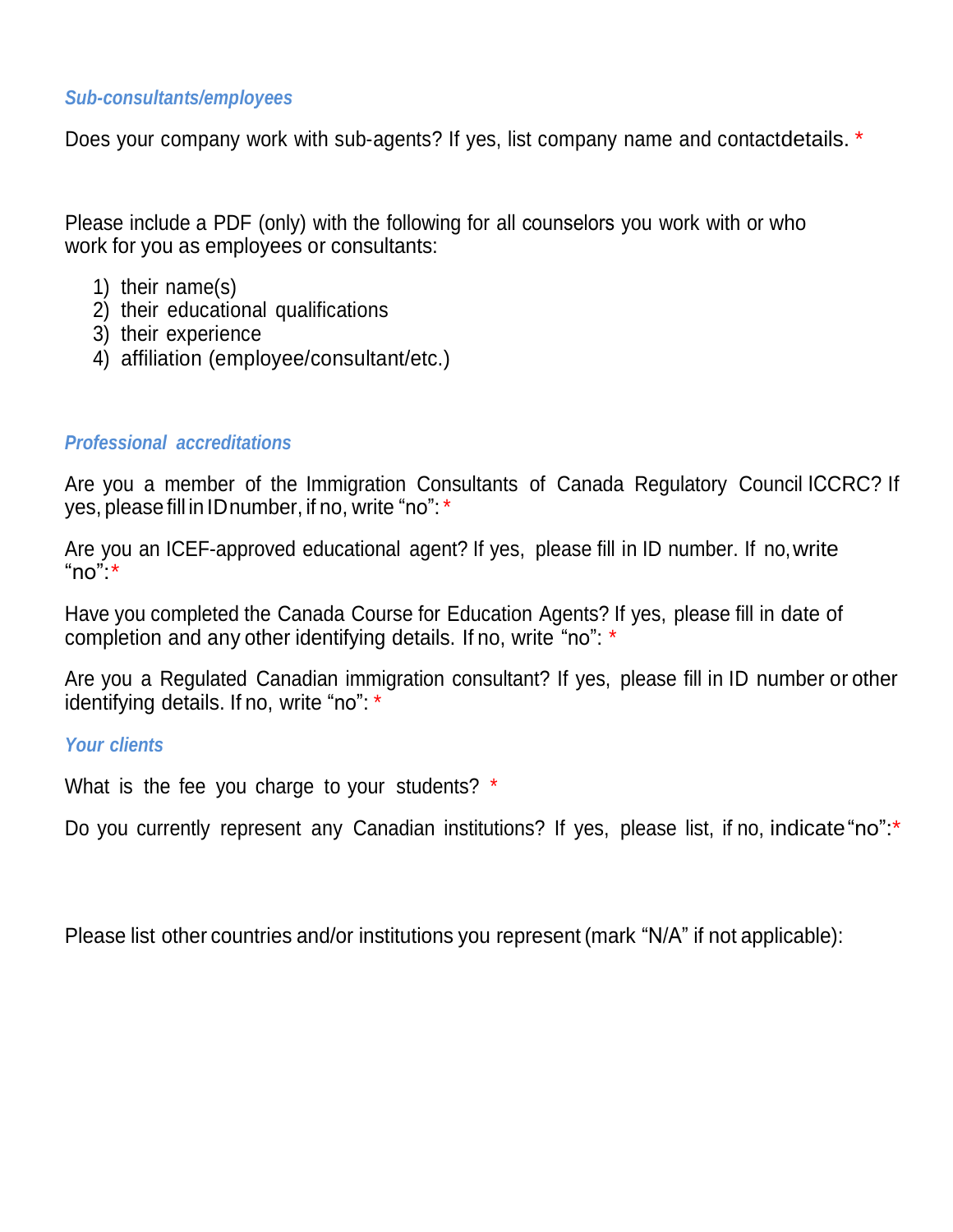### *Sub-consultants/employees*

Does your company work with sub-agents? If yes, list company name and contact details. *

Please include a PDF (only) with the following for all counselors you work with or who work for you as employees or consultants:

1) their name(s)
2) their educational qualifications
3) their experience
4) affiliation (employee/consultant/etc.)

### *Professional accreditations*

Are you a member of the Immigration Consultants of Canada Regulatory Council ICCRC? If yes, please fill in ID number, if no, write "no": *

Are you an ICEF-approved educational agent? If yes, please fill in ID number. If no, write "no": *

Have you completed the Canada Course for Education Agents? If yes, please fill in date of completion and any other identifying details. If no, write "no": *

Are you a Regulated Canadian immigration consultant? If yes, please fill in ID number or other identifying details. If no, write "no": *

### *Your clients*

What is the fee you charge to your students? *

Do you currently represent any Canadian institutions? If yes, please list, if no, indicate "no": *

Please list other countries and/or institutions you represent (mark "N/A" if not applicable):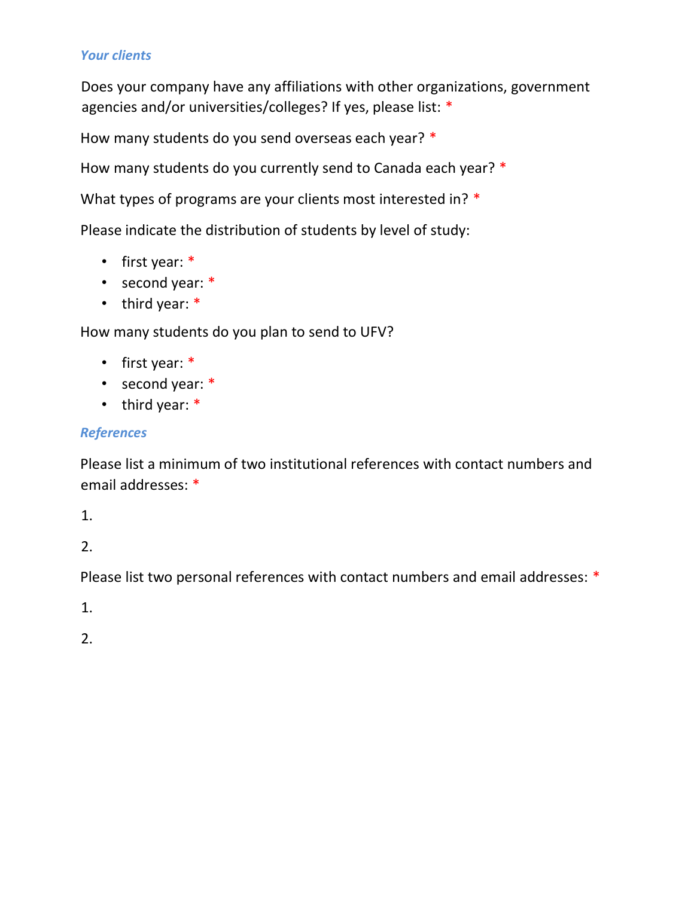### *Your clients*

Does your company have any affiliations with other organizations, government agencies and/or universities/colleges? If yes, please list: *

How many students do you send overseas each year? *

How many students do you currently send to Canada each year? *

What types of programs are your clients most interested in? *

Please indicate the distribution of students by level of study:

- first year: *
- second year: *
- third year: *

How many students do you plan to send to UFV?

- first year: *
- second year: *
- third year: *

### *References*

Please list a minimum of two institutional references with contact numbers and email addresses: *

1.

2.

Please list two personal references with contact numbers and email addresses: *

1.

2.